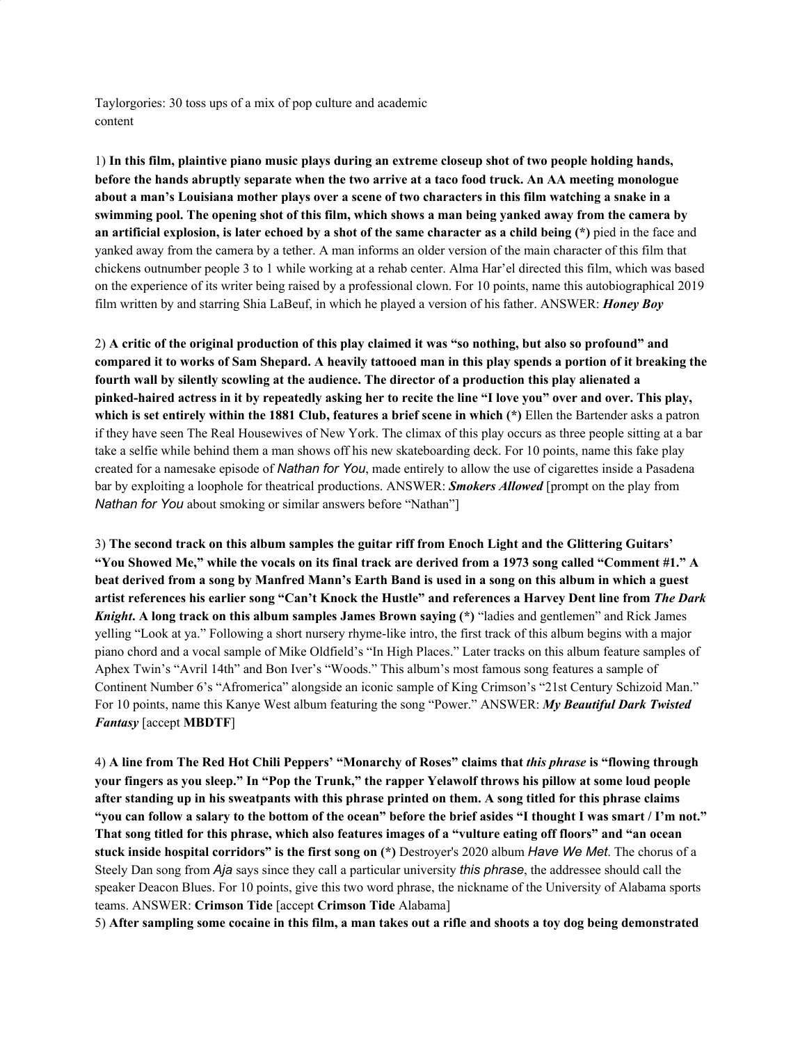Taylorgories: 30 toss ups of a mix of pop culture and academic content

1) **In this film, plaintive piano music plays during an extreme closeup shot of two people holding hands, before the hands abruptly separate when the two arrive at a taco food truck. An AA meeting monologue about a man's Louisiana mother plays over a scene of two characters in this film watching a snake in a swimming pool. The opening shot of this film, which shows a man being yanked away from the camera by an artificial explosion, is later echoed by a shot of the same character as a child being (*)** pied in the face and yanked away from the camera by a tether. A man informs an older version of the main character of this film that chickens outnumber people 3 to 1 while working at a rehab center. Alma Har'el directed this film, which was based on the experience of its writer being raised by a professional clown. For 10 points, name this autobiographical 2019 film written by and starring Shia LaBeuf, in which he played a version of his father. ANSWER: ***Honey Boy***

2) **A critic of the original production of this play claimed it was "so nothing, but also so profound" and compared it to works of Sam Shepard. A heavily tattooed man in this play spends a portion of it breaking the fourth wall by silently scowling at the audience. The director of a production this play alienated a pinked-haired actress in it by repeatedly asking her to recite the line "I love you" over and over. This play, which is set entirely within the 1881 Club, features a brief scene in which (*)** Ellen the Bartender asks a patron if they have seen The Real Housewives of New York. The climax of this play occurs as three people sitting at a bar take a selfie while behind them a man shows off his new skateboarding deck. For 10 points, name this fake play created for a namesake episode of *Nathan for You*, made entirely to allow the use of cigarettes inside a Pasadena bar by exploiting a loophole for theatrical productions. ANSWER: ***Smokers Allowed*** [prompt on the play from *Nathan for You* about smoking or similar answers before "Nathan"]

3) **The second track on this album samples the guitar riff from Enoch Light and the Glittering Guitars' "You Showed Me," while the vocals on its final track are derived from a 1973 song called "Comment #1." A beat derived from a song by Manfred Mann's Earth Band is used in a song on this album in which a guest artist references his earlier song "Can't Knock the Hustle" and references a Harvey Dent line from *The Dark Knight*. A long track on this album samples James Brown saying (*)** "ladies and gentlemen" and Rick James yelling "Look at ya." Following a short nursery rhyme-like intro, the first track of this album begins with a major piano chord and a vocal sample of Mike Oldfield's "In High Places." Later tracks on this album feature samples of Aphex Twin's "Avril 14th" and Bon Iver's "Woods." This album's most famous song features a sample of Continent Number 6's "Afromerica" alongside an iconic sample of King Crimson's "21st Century Schizoid Man." For 10 points, name this Kanye West album featuring the song "Power." ANSWER: ***My Beautiful Dark Twisted Fantasy*** [accept **MBDTF**]

4) **A line from The Red Hot Chili Peppers' "Monarchy of Roses" claims that *this phrase* is "flowing through your fingers as you sleep." In "Pop the Trunk," the rapper Yelawolf throws his pillow at some loud people after standing up in his sweatpants with this phrase printed on them. A song titled for this phrase claims "you can follow a salary to the bottom of the ocean" before the brief asides "I thought I was smart / I'm not." That song titled for this phrase, which also features images of a "vulture eating off floors" and "an ocean stuck inside hospital corridors" is the first song on (*)** Destroyer's 2020 album *Have We Met*. The chorus of a Steely Dan song from *Aja* says since they call a particular university *this phrase*, the addressee should call the speaker Deacon Blues. For 10 points, give this two word phrase, the nickname of the University of Alabama sports teams. ANSWER: **Crimson Tide** [accept **Crimson Tide** Alabama]

5) **After sampling some cocaine in this film, a man takes out a rifle and shoots a toy dog being demonstrated**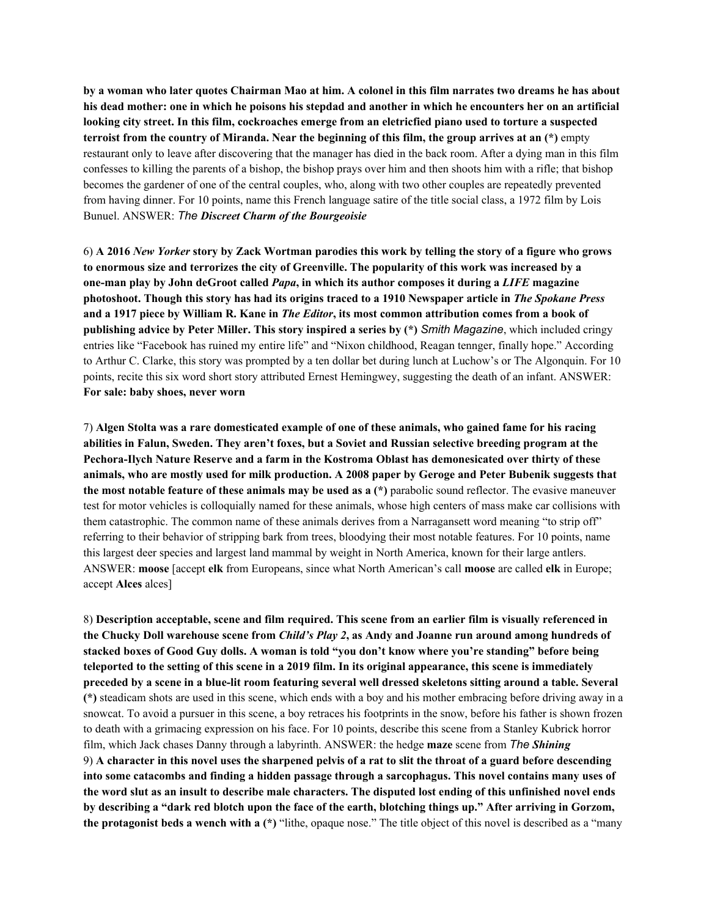**by a woman who later quotes Chairman Mao at him. A colonel in this film narrates two dreams he has about his dead mother: one in which he poisons his stepdad and another in which he encounters her on an artificial looking city street. In this film, cockroaches emerge from an eletricfied piano used to torture a suspected terroist from the country of Miranda. Near the beginning of this film, the group arrives at an (*)** empty restaurant only to leave after discovering that the manager has died in the back room. After a dying man in this film confesses to killing the parents of a bishop, the bishop prays over him and then shoots him with a rifle; that bishop becomes the gardener of one of the central couples, who, along with two other couples are repeatedly prevented from having dinner. For 10 points, name this French language satire of the title social class, a 1972 film by Lois Bunuel. ANSWER: ***The Discreet Charm of the Bourgeoisie***

6) **A 2016 *New Yorker* story by Zack Wortman parodies this work by telling the story of a figure who grows to enormous size and terrorizes the city of Greenville. The popularity of this work was increased by a one-man play by John deGroot called *Papa*, in which its author composes it during a *LIFE* magazine photoshoot. Though this story has had its origins traced to a 1910 Newspaper article in *The Spokane Press* and a 1917 piece by William R. Kane in *The Editor*, its most common attribution comes from a book of publishing advice by Peter Miller. This story inspired a series by (*)** *Smith Magazine*, which included cringy entries like "Facebook has ruined my entire life" and "Nixon childhood, Reagan tennger, finally hope." According to Arthur C. Clarke, this story was prompted by a ten dollar bet during lunch at Luchow's or The Algonquin. For 10 points, recite this six word short story attributed Ernest Hemingwey, suggesting the death of an infant. ANSWER: **For sale: baby shoes, never worn**

7) **Algen Stolta was a rare domesticated example of one of these animals, who gained fame for his racing abilities in Falun, Sweden. They aren't foxes, but a Soviet and Russian selective breeding program at the Pechora-Ilych Nature Reserve and a farm in the Kostroma Oblast has demonesicated over thirty of these animals, who are mostly used for milk production. A 2008 paper by Geroge and Peter Bubenik suggests that the most notable feature of these animals may be used as a (*)** parabolic sound reflector. The evasive maneuver test for motor vehicles is colloquially named for these animals, whose high centers of mass make car collisions with them catastrophic. The common name of these animals derives from a Narragansett word meaning "to strip off" referring to their behavior of stripping bark from trees, bloodying their most notable features. For 10 points, name this largest deer species and largest land mammal by weight in North America, known for their large antlers. ANSWER: **moose** [accept **elk** from Europeans, since what North American's call **moose** are called **elk** in Europe; accept **Alces** alces]

8) **Description acceptable, scene and film required. This scene from an earlier film is visually referenced in the Chucky Doll warehouse scene from *Child's Play 2*, as Andy and Joanne run around among hundreds of stacked boxes of Good Guy dolls. A woman is told "you don't know where you're standing" before being teleported to the setting of this scene in a 2019 film. In its original appearance, this scene is immediately preceded by a scene in a blue-lit room featuring several well dressed skeletons sitting around a table. Several (*)** steadicam shots are used in this scene, which ends with a boy and his mother embracing before driving away in a snowcat. To avoid a pursuer in this scene, a boy retraces his footprints in the snow, before his father is shown frozen to death with a grimacing expression on his face. For 10 points, describe this scene from a Stanley Kubrick horror film, which Jack chases Danny through a labyrinth. ANSWER: the hedge **maze** scene from ***The Shining***

9) **A character in this novel uses the sharpened pelvis of a rat to slit the throat of a guard before descending into some catacombs and finding a hidden passage through a sarcophagus. This novel contains many uses of the word slut as an insult to describe male characters. The disputed lost ending of this unfinished novel ends by describing a "dark red blotch upon the face of the earth, blotching things up." After arriving in Gorzom, the protagonist beds a wench with a (*)** "lithe, opaque nose." The title object of this novel is described as a "many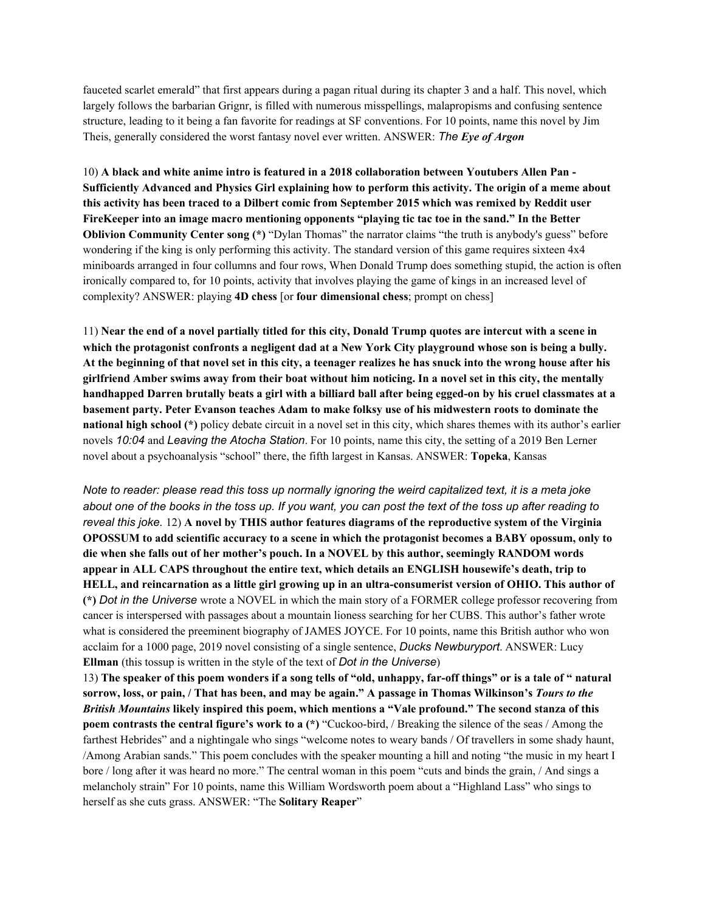fauceted scarlet emerald" that first appears during a pagan ritual during its chapter 3 and a half. This novel, which largely follows the barbarian Grignr, is filled with numerous misspellings, malapropisms and confusing sentence structure, leading to it being a fan favorite for readings at SF conventions. For 10 points, name this novel by Jim Theis, generally considered the worst fantasy novel ever written. ANSWER: *The **Eye of Argon***

10) **A black and white anime intro is featured in a 2018 collaboration between Youtubers Allen Pan - Sufficiently Advanced and Physics Girl explaining how to perform this activity. The origin of a meme about this activity has been traced to a Dilbert comic from September 2015 which was remixed by Reddit user FireKeeper into an image macro mentioning opponents "playing tic tac toe in the sand." In the Better Oblivion Community Center song (*)** "Dylan Thomas" the narrator claims "the truth is anybody's guess" before wondering if the king is only performing this activity. The standard version of this game requires sixteen 4x4 miniboards arranged in four collumns and four rows, When Donald Trump does something stupid, the action is often ironically compared to, for 10 points, activity that involves playing the game of kings in an increased level of complexity? ANSWER: playing **4D chess** [or **four dimensional chess**; prompt on chess]

11) **Near the end of a novel partially titled for this city, Donald Trump quotes are intercut with a scene in which the protagonist confronts a negligent dad at a New York City playground whose son is being a bully. At the beginning of that novel set in this city, a teenager realizes he has snuck into the wrong house after his girlfriend Amber swims away from their boat without him noticing. In a novel set in this city, the mentally handhapped Darren brutally beats a girl with a billiard ball after being egged-on by his cruel classmates at a basement party. Peter Evanson teaches Adam to make folksy use of his midwestern roots to dominate the national high school (*)** policy debate circuit in a novel set in this city, which shares themes with its author's earlier novels *10:04* and *Leaving the Atocha Station*. For 10 points, name this city, the setting of a 2019 Ben Lerner novel about a psychoanalysis "school" there, the fifth largest in Kansas. ANSWER: **Topeka**, Kansas

*Note to reader: please read this toss up normally ignoring the weird capitalized text, it is a meta joke about one of the books in the toss up. If you want, you can post the text of the toss up after reading to reveal this joke.* 12) **A novel by THIS author features diagrams of the reproductive system of the Virginia OPOSSUM to add scientific accuracy to a scene in which the protagonist becomes a BABY opossum, only to die when she falls out of her mother's pouch. In a NOVEL by this author, seemingly RANDOM words appear in ALL CAPS throughout the entire text, which details an ENGLISH housewife's death, trip to HELL, and reincarnation as a little girl growing up in an ultra-consumerist version of OHIO. This author of (*)** *Dot in the Universe* wrote a NOVEL in which the main story of a FORMER college professor recovering from cancer is interspersed with passages about a mountain lioness searching for her CUBS. This author's father wrote what is considered the preeminent biography of JAMES JOYCE. For 10 points, name this British author who won acclaim for a 1000 page, 2019 novel consisting of a single sentence, *Ducks Newburyport*. ANSWER: Lucy **Ellman** (this tossup is written in the style of the text of *Dot in the Universe*)

13) **The speaker of this poem wonders if a song tells of "old, unhappy, far-off things" or is a tale of " natural sorrow, loss, or pain, / That has been, and may be again." A passage in Thomas Wilkinson's *Tours to the British Mountains* likely inspired this poem, which mentions a "Vale profound." The second stanza of this poem contrasts the central figure's work to a (*)** "Cuckoo-bird, / Breaking the silence of the seas / Among the farthest Hebrides" and a nightingale who sings "welcome notes to weary bands / Of travellers in some shady haunt, /Among Arabian sands." This poem concludes with the speaker mounting a hill and noting "the music in my heart I bore / long after it was heard no more." The central woman in this poem "cuts and binds the grain, / And sings a melancholy strain" For 10 points, name this William Wordsworth poem about a "Highland Lass" who sings to herself as she cuts grass. ANSWER: "The **Solitary Reaper**"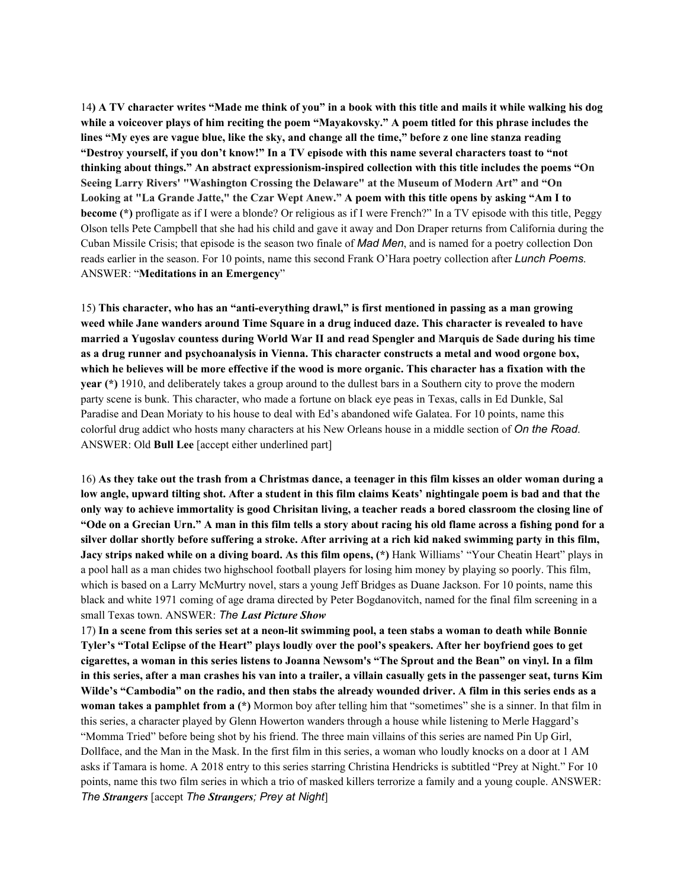14**) A TV character writes "Made me think of you" in a book with this title and mails it while walking his dog while a voiceover plays of him reciting the poem "Mayakovsky." A poem titled for this phrase includes the lines "My eyes are vague blue, like the sky, and change all the time," before z one line stanza reading "Destroy yourself, if you don't know!" In a TV episode with this name several characters toast to "not thinking about things." An abstract expressionism-inspired collection with this title includes the poems "On Seeing Larry Rivers' "Washington Crossing the Delaware" at the Museum of Modern Art" and "On Looking at "La Grande Jatte," the Czar Wept Anew." A poem with this title opens by asking "Am I to become (*)** profligate as if I were a blonde? Or religious as if I were French?" In a TV episode with this title, Peggy Olson tells Pete Campbell that she had his child and gave it away and Don Draper returns from California during the Cuban Missile Crisis; that episode is the season two finale of *Mad Men*, and is named for a poetry collection Don reads earlier in the season. For 10 points, name this second Frank O'Hara poetry collection after *Lunch Poems*.
ANSWER: "**Meditations in an Emergency**"

15) **This character, who has an "anti-everything drawl," is first mentioned in passing as a man growing weed while Jane wanders around Time Square in a drug induced daze. This character is revealed to have married a Yugoslav countess during World War II and read Spengler and Marquis de Sade during his time as a drug runner and psychoanalysis in Vienna. This character constructs a metal and wood orgone box, which he believes will be more effective if the wood is more organic. This character has a fixation with the year (*)** 1910, and deliberately takes a group around to the dullest bars in a Southern city to prove the modern party scene is bunk. This character, who made a fortune on black eye peas in Texas, calls in Ed Dunkle, Sal Paradise and Dean Moriaty to his house to deal with Ed's abandoned wife Galatea. For 10 points, name this colorful drug addict who hosts many characters at his New Orleans house in a middle section of *On the Road*.
ANSWER: Old **Bull Lee** [accept either underlined part]

16) **As they take out the trash from a Christmas dance, a teenager in this film kisses an older woman during a low angle, upward tilting shot. After a student in this film claims Keats' nightingale poem is bad and that the only way to achieve immortality is good Chrisitan living, a teacher reads a bored classroom the closing line of "Ode on a Grecian Urn." A man in this film tells a story about racing his old flame across a fishing pond for a silver dollar shortly before suffering a stroke. After arriving at a rich kid naked swimming party in this film, Jacy strips naked while on a diving board. As this film opens, (*)** Hank Williams' "Your Cheatin Heart" plays in a pool hall as a man chides two highschool football players for losing him money by playing so poorly. This film, which is based on a Larry McMurtry novel, stars a young Jeff Bridges as Duane Jackson. For 10 points, name this black and white 1971 coming of age drama directed by Peter Bogdanovitch, named for the final film screening in a small Texas town. ANSWER: *The **Last Picture Show***

17) **In a scene from this series set at a neon-lit swimming pool, a teen stabs a woman to death while Bonnie Tyler's "Total Eclipse of the Heart" plays loudly over the pool's speakers. After her boyfriend goes to get cigarettes, a woman in this series listens to Joanna Newsom's "The Sprout and the Bean" on vinyl. In a film in this series, after a man crashes his van into a trailer, a villain casually gets in the passenger seat, turns Kim Wilde's "Cambodia" on the radio, and then stabs the already wounded driver. A film in this series ends as a woman takes a pamphlet from a (*)** Mormon boy after telling him that "sometimes" she is a sinner. In that film in this series, a character played by Glenn Howerton wanders through a house while listening to Merle Haggard's "Momma Tried" before being shot by his friend. The three main villains of this series are named Pin Up Girl, Dollface, and the Man in the Mask. In the first film in this series, a woman who loudly knocks on a door at 1 AM asks if Tamara is home. A 2018 entry to this series starring Christina Hendricks is subtitled "Prey at Night." For 10 points, name this two film series in which a trio of masked killers terrorize a family and a young couple. ANSWER: *The **Strangers*** [accept *The **Strangers**; Prey at Night*]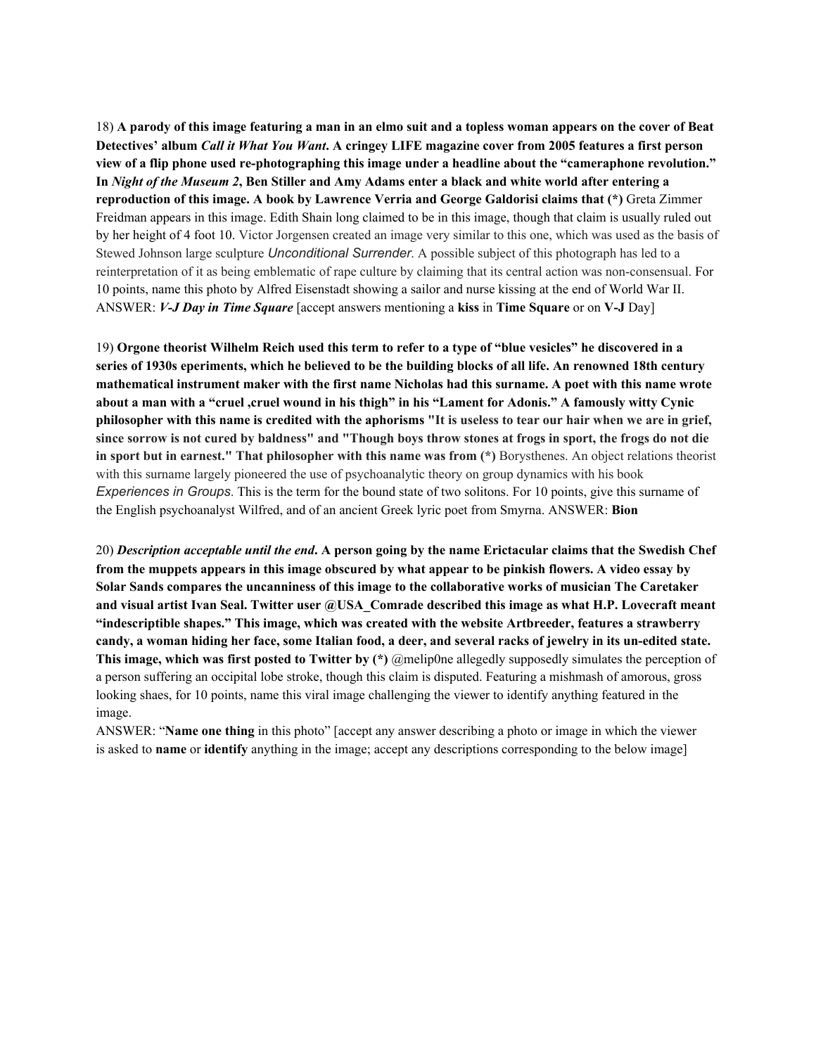18) **A parody of this image featuring a man in an elmo suit and a topless woman appears on the cover of Beat Detectives' album *Call it What You Want*. A cringey LIFE magazine cover from 2005 features a first person view of a flip phone used re-photographing this image under a headline about the "cameraphone revolution." In *Night of the Museum 2*, Ben Stiller and Amy Adams enter a black and white world after entering a reproduction of this image. A book by Lawrence Verria and George Galdorisi claims that (*)** Greta Zimmer Freidman appears in this image. Edith Shain long claimed to be in this image, though that claim is usually ruled out by her height of 4 foot 10. Victor Jorgensen created an image very similar to this one, which was used as the basis of Stewed Johnson large sculpture *Unconditional Surrender*. A possible subject of this photograph has led to a reinterpretation of it as being emblematic of rape culture by claiming that its central action was non-consensual. For 10 points, name this photo by Alfred Eisenstadt showing a sailor and nurse kissing at the end of World War II.
ANSWER: ***V-J Day in Time Square*** [accept answers mentioning a **kiss** in **Time Square** or on **V-J** Day]

19) **Orgone theorist Wilhelm Reich used this term to refer to a type of "blue vesicles" he discovered in a series of 1930s eperiments, which he believed to be the building blocks of all life. An renowned 18th century mathematical instrument maker with the first name Nicholas had this surname. A poet with this name wrote about a man with a "cruel ,cruel wound in his thigh" in his "Lament for Adonis." A famously witty Cynic philosopher with this name is credited with the aphorisms "It is useless to tear our hair when we are in grief, since sorrow is not cured by baldness" and "Though boys throw stones at frogs in sport, the frogs do not die in sport but in earnest." That philosopher with this name was from (*)** Borysthenes. An object relations theorist with this surname largely pioneered the use of psychoanalytic theory on group dynamics with his book *Experiences in Groups*. This is the term for the bound state of two solitons. For 10 points, give this surname of the English psychoanalyst Wilfred, and of an ancient Greek lyric poet from Smyrna. ANSWER: **Bion**

20) ***Description acceptable until the end*. A person going by the name Erictacular claims that the Swedish Chef from the muppets appears in this image obscured by what appear to be pinkish flowers. A video essay by Solar Sands compares the uncanniness of this image to the collaborative works of musician The Caretaker and visual artist Ivan Seal. Twitter user @USA_Comrade described this image as what H.P. Lovecraft meant "indescriptible shapes." This image, which was created with the website Artbreeder, features a strawberry candy, a woman hiding her face, some Italian food, a deer, and several racks of jewelry in its un-edited state. This image, which was first posted to Twitter by (*)** @melip0ne allegedly supposedly simulates the perception of a person suffering an occipital lobe stroke, though this claim is disputed. Featuring a mishmash of amorous, gross looking shaes, for 10 points, name this viral image challenging the viewer to identify anything featured in the image.
ANSWER: "**Name one thing** in this photo" [accept any answer describing a photo or image in which the viewer is asked to **name** or **identify** anything in the image; accept any descriptions corresponding to the below image]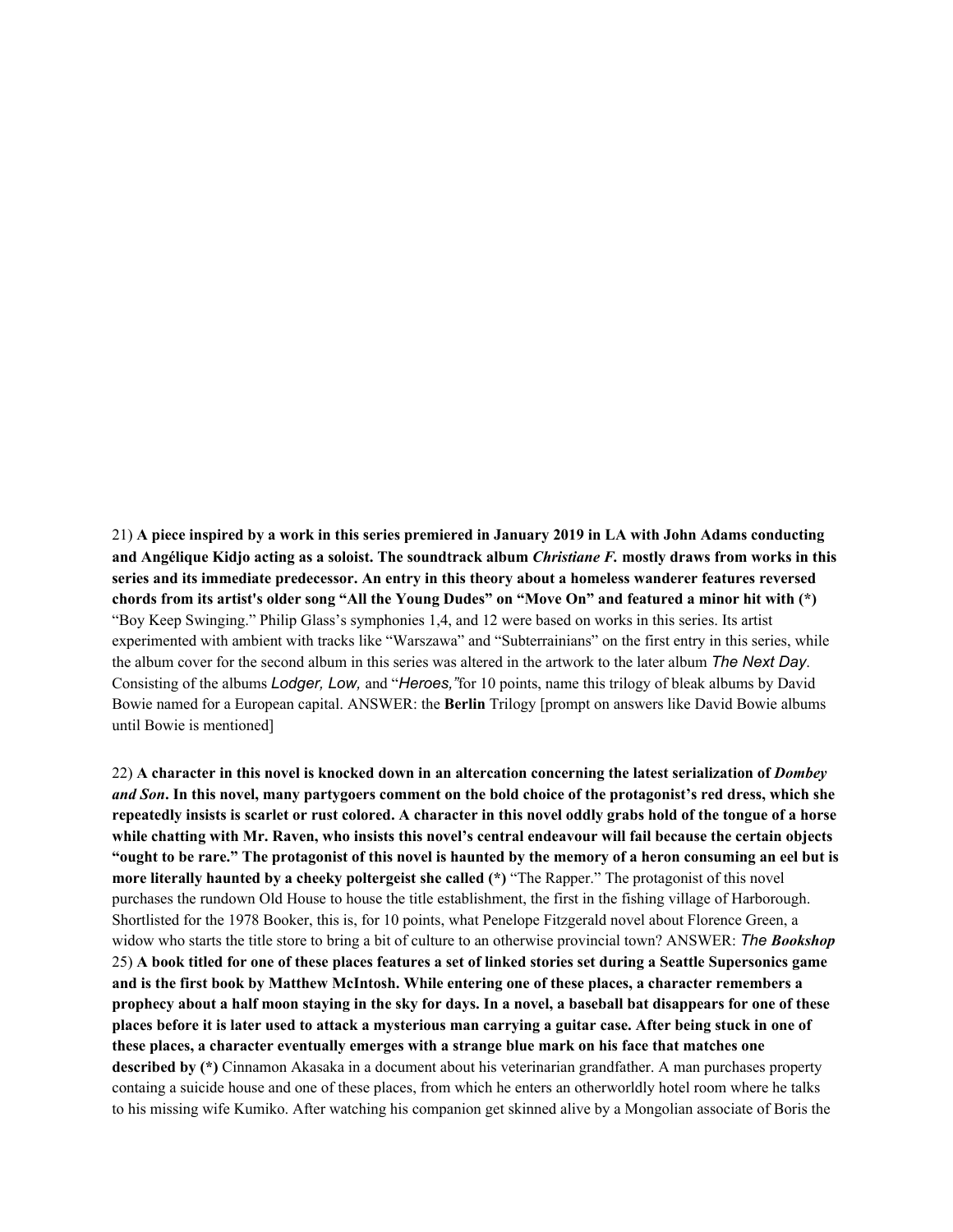21) **A piece inspired by a work in this series premiered in January 2019 in LA with John Adams conducting and Angélique Kidjo acting as a soloist. The soundtrack album *Christiane F.* mostly draws from works in this series and its immediate predecessor. An entry in this theory about a homeless wanderer features reversed chords from its artist's older song "All the Young Dudes" on "Move On" and featured a minor hit with (*)** "Boy Keep Swinging." Philip Glass's symphonies 1,4, and 12 were based on works in this series. Its artist experimented with ambient with tracks like "Warszawa" and "Subterrainians" on the first entry in this series, while the album cover for the second album in this series was altered in the artwork to the later album *The Next Day*. Consisting of the albums *Lodger, Low,* and "*Heroes,"*for 10 points, name this trilogy of bleak albums by David Bowie named for a European capital. ANSWER: the **Berlin** Trilogy [prompt on answers like David Bowie albums until Bowie is mentioned]

22) **A character in this novel is knocked down in an altercation concerning the latest serialization of *Dombey and Son*. In this novel, many partygoers comment on the bold choice of the protagonist's red dress, which she repeatedly insists is scarlet or rust colored. A character in this novel oddly grabs hold of the tongue of a horse while chatting with Mr. Raven, who insists this novel's central endeavour will fail because the certain objects "ought to be rare." The protagonist of this novel is haunted by the memory of a heron consuming an eel but is more literally haunted by a cheeky poltergeist she called (*)** "The Rapper." The protagonist of this novel purchases the rundown Old House to house the title establishment, the first in the fishing village of Harborough. Shortlisted for the 1978 Booker, this is, for 10 points, what Penelope Fitzgerald novel about Florence Green, a widow who starts the title store to bring a bit of culture to an otherwise provincial town? ANSWER: *The **Bookshop***

25) **A book titled for one of these places features a set of linked stories set during a Seattle Supersonics game and is the first book by Matthew McIntosh. While entering one of these places, a character remembers a prophecy about a half moon staying in the sky for days. In a novel, a baseball bat disappears for one of these places before it is later used to attack a mysterious man carrying a guitar case. After being stuck in one of these places, a character eventually emerges with a strange blue mark on his face that matches one described by (*)** Cinnamon Akasaka in a document about his veterinarian grandfather. A man purchases property containg a suicide house and one of these places, from which he enters an otherworldly hotel room where he talks to his missing wife Kumiko. After watching his companion get skinned alive by a Mongolian associate of Boris the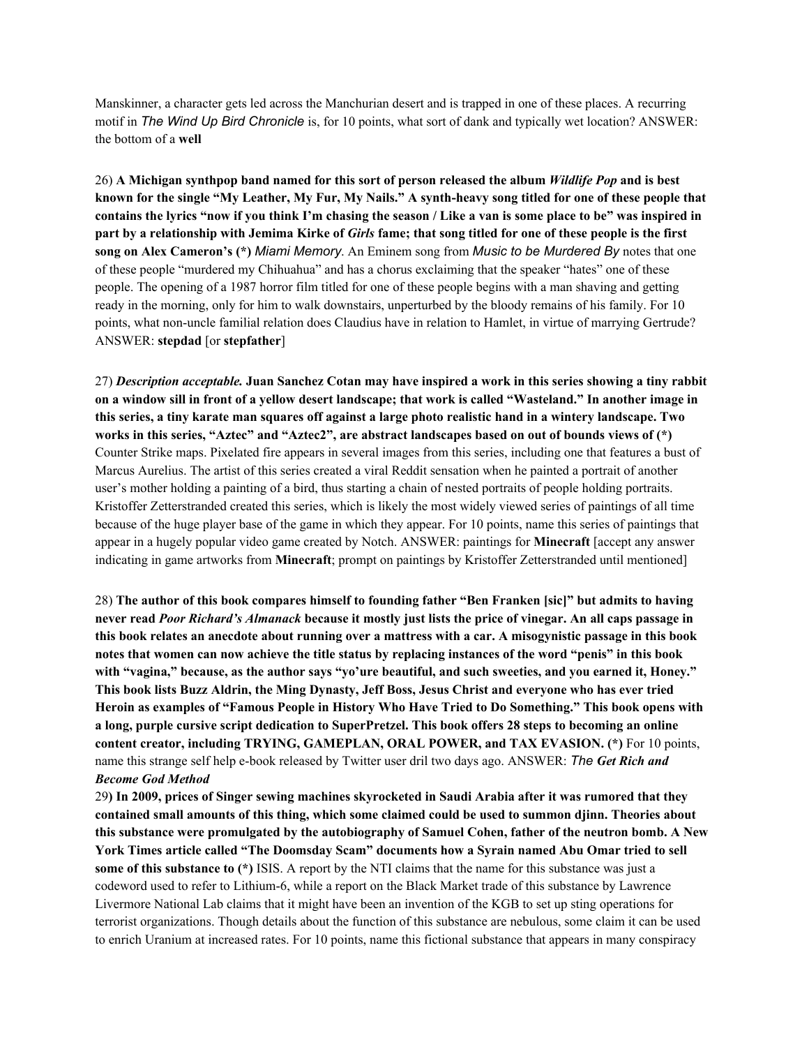Manskinner, a character gets led across the Manchurian desert and is trapped in one of these places. A recurring motif in *The Wind Up Bird Chronicle* is, for 10 points, what sort of dank and typically wet location? ANSWER: the bottom of a **well**

26) **A Michigan synthpop band named for this sort of person released the album *Wildlife Pop* and is best known for the single "My Leather, My Fur, My Nails." A synth-heavy song titled for one of these people that contains the lyrics "now if you think I'm chasing the season / Like a van is some place to be" was inspired in part by a relationship with Jemima Kirke of *Girls* fame; that song titled for one of these people is the first song on Alex Cameron's (*)** *Miami Memory*. An Eminem song from *Music to be Murdered By* notes that one of these people "murdered my Chihuahua" and has a chorus exclaiming that the speaker "hates" one of these people. The opening of a 1987 horror film titled for one of these people begins with a man shaving and getting ready in the morning, only for him to walk downstairs, unperturbed by the bloody remains of his family. For 10 points, what non-uncle familial relation does Claudius have in relation to Hamlet, in virtue of marrying Gertrude? ANSWER: **stepdad** [or **stepfather**]

27) ***Description acceptable.* Juan Sanchez Cotan may have inspired a work in this series showing a tiny rabbit on a window sill in front of a yellow desert landscape; that work is called "Wasteland." In another image in this series, a tiny karate man squares off against a large photo realistic hand in a wintery landscape. Two works in this series, "Aztec" and "Aztec2", are abstract landscapes based on out of bounds views of (*)** Counter Strike maps. Pixelated fire appears in several images from this series, including one that features a bust of Marcus Aurelius. The artist of this series created a viral Reddit sensation when he painted a portrait of another user's mother holding a painting of a bird, thus starting a chain of nested portraits of people holding portraits. Kristoffer Zetterstranded created this series, which is likely the most widely viewed series of paintings of all time because of the huge player base of the game in which they appear. For 10 points, name this series of paintings that appear in a hugely popular video game created by Notch. ANSWER: paintings for **Minecraft** [accept any answer indicating in game artworks from **Minecraft**; prompt on paintings by Kristoffer Zetterstranded until mentioned]

28) **The author of this book compares himself to founding father "Ben Franken [sic]" but admits to having never read *Poor Richard's Almanack* because it mostly just lists the price of vinegar. An all caps passage in this book relates an anecdote about running over a mattress with a car. A misogynistic passage in this book notes that women can now achieve the title status by replacing instances of the word "penis" in this book with "vagina," because, as the author says "yo'ure beautiful, and such sweeties, and you earned it, Honey." This book lists Buzz Aldrin, the Ming Dynasty, Jeff Boss, Jesus Christ and everyone who has ever tried Heroin as examples of "Famous People in History Who Have Tried to Do Something." This book opens with a long, purple cursive script dedication to SuperPretzel. This book offers 28 steps to becoming an online content creator, including TRYING, GAMEPLAN, ORAL POWER, and TAX EVASION. (*)** For 10 points, name this strange self help e-book released by Twitter user dril two days ago. ANSWER: ***The Get Rich and Become God Method***

29) **In 2009, prices of Singer sewing machines skyrocketed in Saudi Arabia after it was rumored that they contained small amounts of this thing, which some claimed could be used to summon djinn. Theories about this substance were promulgated by the autobiography of Samuel Cohen, father of the neutron bomb. A New York Times article called "The Doomsday Scam" documents how a Syrain named Abu Omar tried to sell some of this substance to (*)** ISIS. A report by the NTI claims that the name for this substance was just a codeword used to refer to Lithium-6, while a report on the Black Market trade of this substance by Lawrence Livermore National Lab claims that it might have been an invention of the KGB to set up sting operations for terrorist organizations. Though details about the function of this substance are nebulous, some claim it can be used to enrich Uranium at increased rates. For 10 points, name this fictional substance that appears in many conspiracy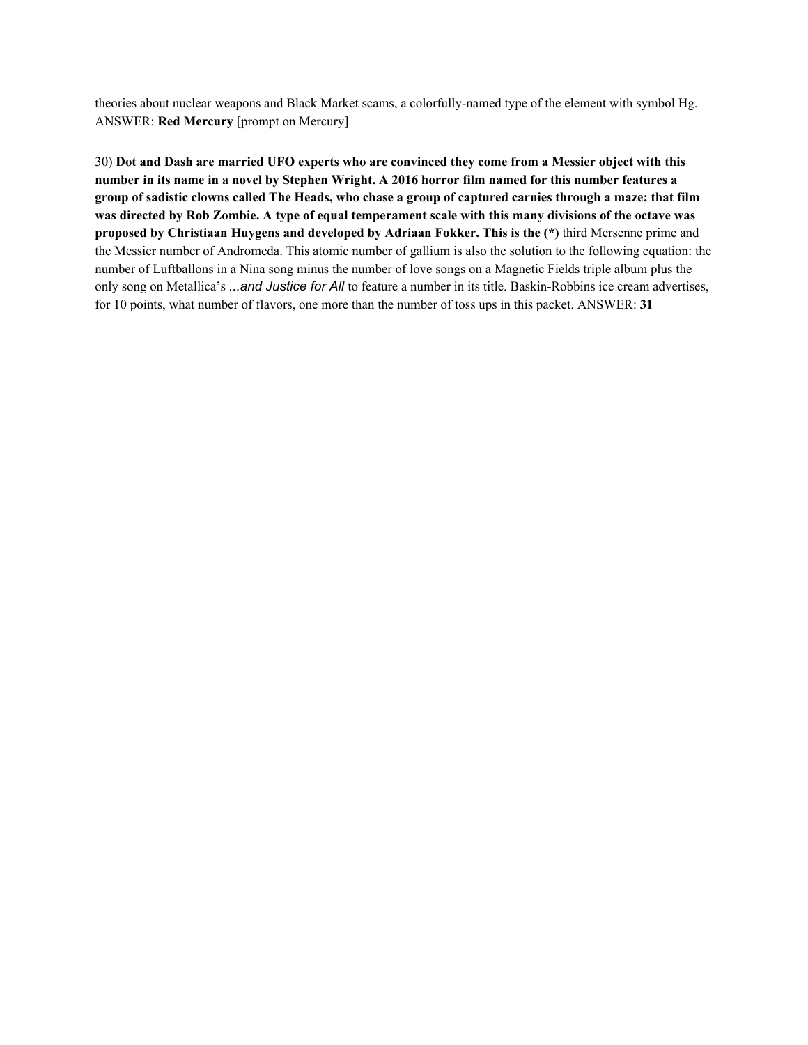theories about nuclear weapons and Black Market scams, a colorfully-named type of the element with symbol Hg.
ANSWER: **Red Mercury** [prompt on Mercury]

30) **Dot and Dash are married UFO experts who are convinced they come from a Messier object with this number in its name in a novel by Stephen Wright. A 2016 horror film named for this number features a group of sadistic clowns called The Heads, who chase a group of captured carnies through a maze; that film was directed by Rob Zombie. A type of equal temperament scale with this many divisions of the octave was proposed by Christiaan Huygens and developed by Adriaan Fokker. This is the (*)** third Mersenne prime and the Messier number of Andromeda. This atomic number of gallium is also the solution to the following equation: the number of Luftballons in a Nina song minus the number of love songs on a Magnetic Fields triple album plus the only song on Metallica's *...and Justice for All* to feature a number in its title. Baskin-Robbins ice cream advertises, for 10 points, what number of flavors, one more than the number of toss ups in this packet. ANSWER: **31**